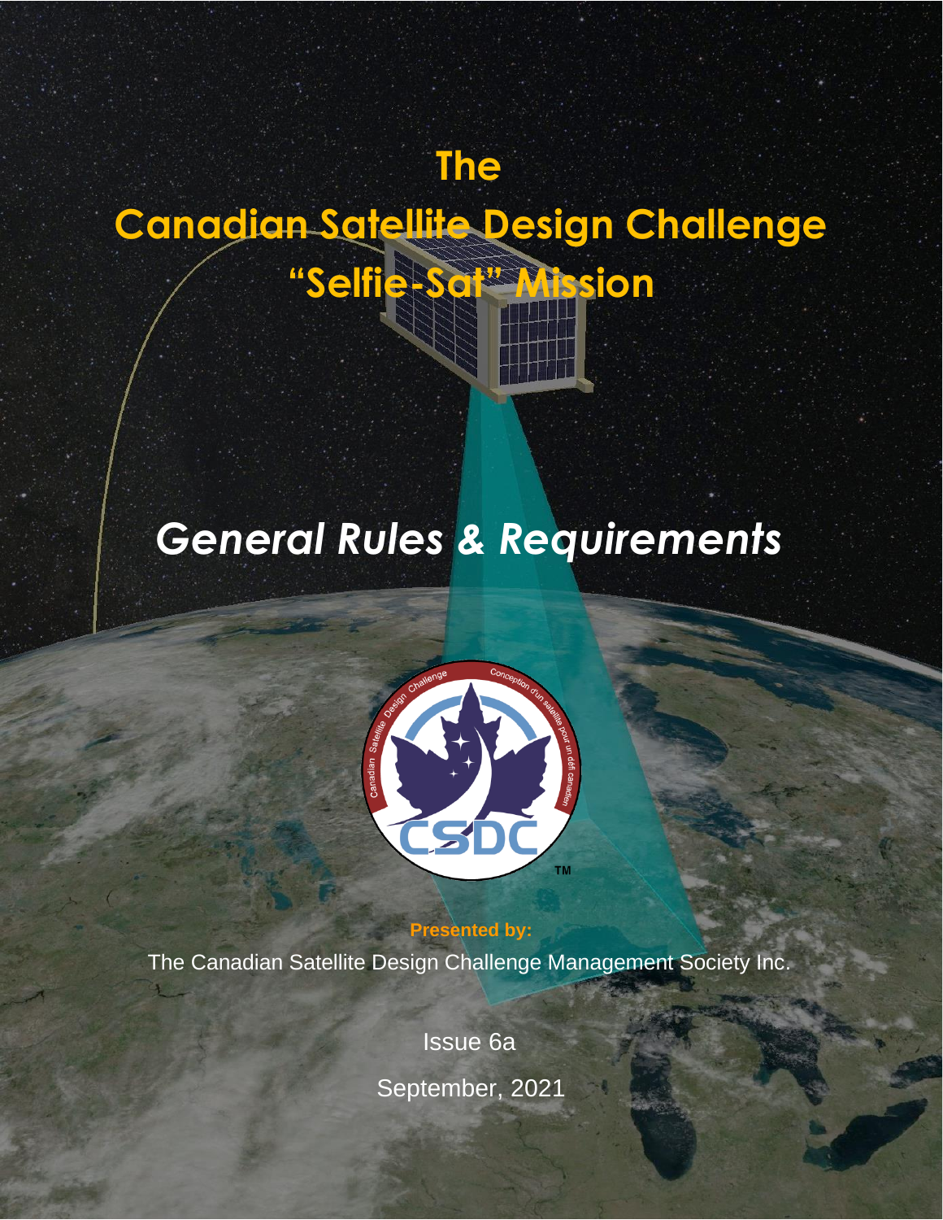# The Canadian Satellite Design Challenge "Selfie-Sat" Mission

## *General Rules & Requirements*

**Presented by:**

The Canadian Satellite Design Challenge Management Society Inc.

Issue 6a

September, 2021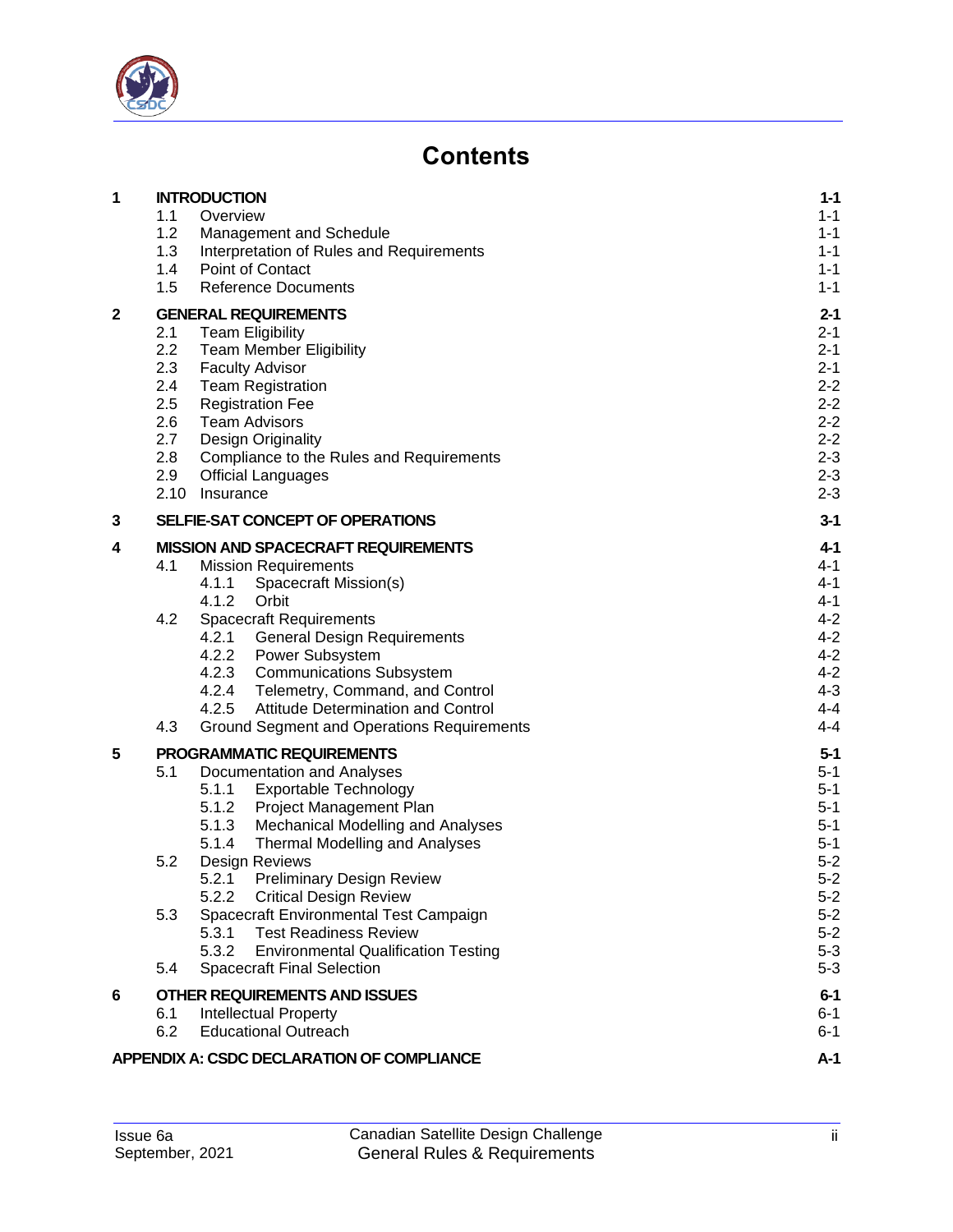# Contents

| | | |
|---|---|---|
| **1** | **INTRODUCTION** | **1-1** |
| | 1.1 Overview | 1-1 |
| | 1.2 Management and Schedule | 1-1 |
| | 1.3 Interpretation of Rules and Requirements | 1-1 |
| | 1.4 Point of Contact | 1-1 |
| | 1.5 Reference Documents | 1-1 |
| **2** | **GENERAL REQUIREMENTS** | **2-1** |
| | 2.1 Team Eligibility | 2-1 |
| | 2.2 Team Member Eligibility | 2-1 |
| | 2.3 Faculty Advisor | 2-1 |
| | 2.4 Team Registration | 2-2 |
| | 2.5 Registration Fee | 2-2 |
| | 2.6 Team Advisors | 2-2 |
| | 2.7 Design Originality | 2-2 |
| | 2.8 Compliance to the Rules and Requirements | 2-3 |
| | 2.9 Official Languages | 2-3 |
| | 2.10 Insurance | 2-3 |
| **3** | **SELFIE-SAT CONCEPT OF OPERATIONS** | **3-1** |
| **4** | **MISSION AND SPACECRAFT REQUIREMENTS** | **4-1** |
| | 4.1 Mission Requirements | 4-1 |
| | 4.1.1 Spacecraft Mission(s) | 4-1 |
| | 4.1.2 Orbit | 4-1 |
| | 4.2 Spacecraft Requirements | 4-2 |
| | 4.2.1 General Design Requirements | 4-2 |
| | 4.2.2 Power Subsystem | 4-2 |
| | 4.2.3 Communications Subsystem | 4-2 |
| | 4.2.4 Telemetry, Command, and Control | 4-3 |
| | 4.2.5 Attitude Determination and Control | 4-4 |
| | 4.3 Ground Segment and Operations Requirements | 4-4 |
| **5** | **PROGRAMMATIC REQUIREMENTS** | **5-1** |
| | 5.1 Documentation and Analyses | 5-1 |
| | 5.1.1 Exportable Technology | 5-1 |
| | 5.1.2 Project Management Plan | 5-1 |
| | 5.1.3 Mechanical Modelling and Analyses | 5-1 |
| | 5.1.4 Thermal Modelling and Analyses | 5-1 |
| | 5.2 Design Reviews | 5-2 |
| | 5.2.1 Preliminary Design Review | 5-2 |
| | 5.2.2 Critical Design Review | 5-2 |
| | 5.3 Spacecraft Environmental Test Campaign | 5-2 |
| | 5.3.1 Test Readiness Review | 5-2 |
| | 5.3.2 Environmental Qualification Testing | 5-3 |
| | 5.4 Spacecraft Final Selection | 5-3 |
| **6** | **OTHER REQUIREMENTS AND ISSUES** | **6-1** |
| | 6.1 Intellectual Property | 6-1 |
| | 6.2 Educational Outreach | 6-1 |
| **APPENDIX A: CSDC DECLARATION OF COMPLIANCE** | | **A-1** |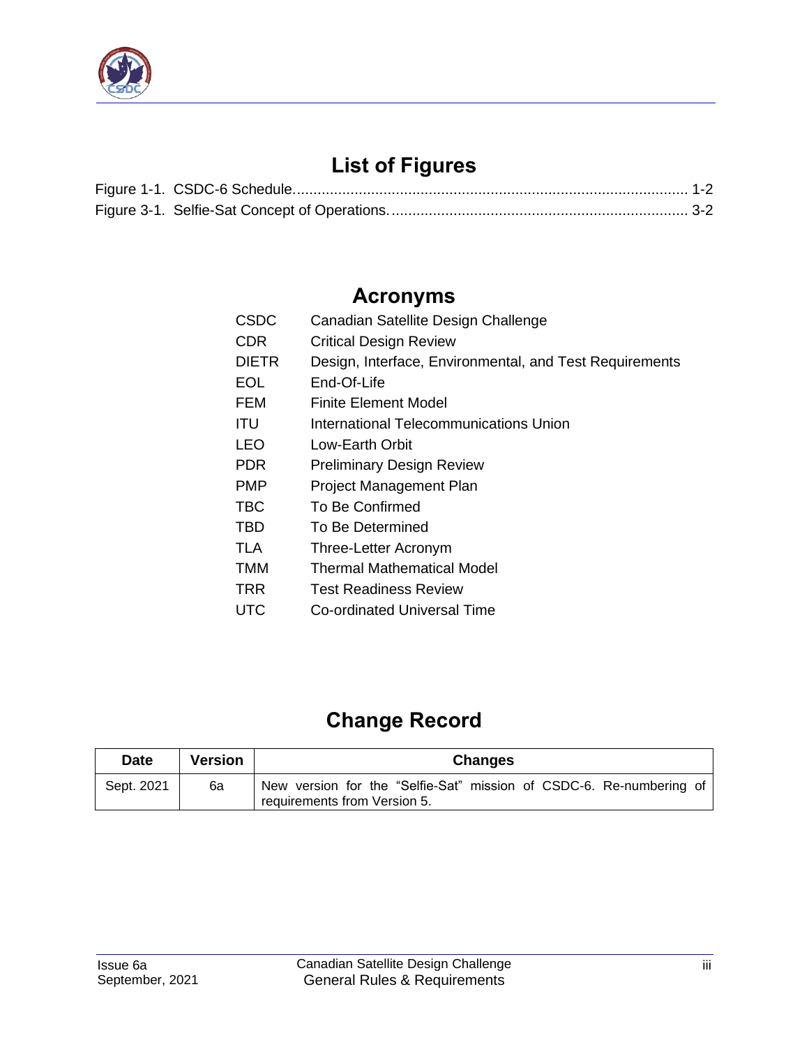## List of Figures

Figure 1-1. CSDC-6 Schedule............................................................................................ 1-2
Figure 3-1. Selfie-Sat Concept of Operations........................................................................ 3-2

## Acronyms

| | |
|---|---|
| CSDC | Canadian Satellite Design Challenge |
| CDR | Critical Design Review |
| DIETR | Design, Interface, Environmental, and Test Requirements |
| EOL | End-Of-Life |
| FEM | Finite Element Model |
| ITU | International Telecommunications Union |
| LEO | Low-Earth Orbit |
| PDR | Preliminary Design Review |
| PMP | Project Management Plan |
| TBC | To Be Confirmed |
| TBD | To Be Determined |
| TLA | Three-Letter Acronym |
| TMM | Thermal Mathematical Model |
| TRR | Test Readiness Review |
| UTC | Co-ordinated Universal Time |

## Change Record

| Date | Version | Changes |
|---|---|---|
| Sept. 2021 | 6a | New version for the “Selfie-Sat” mission of CSDC-6. Re-numbering of requirements from Version 5. |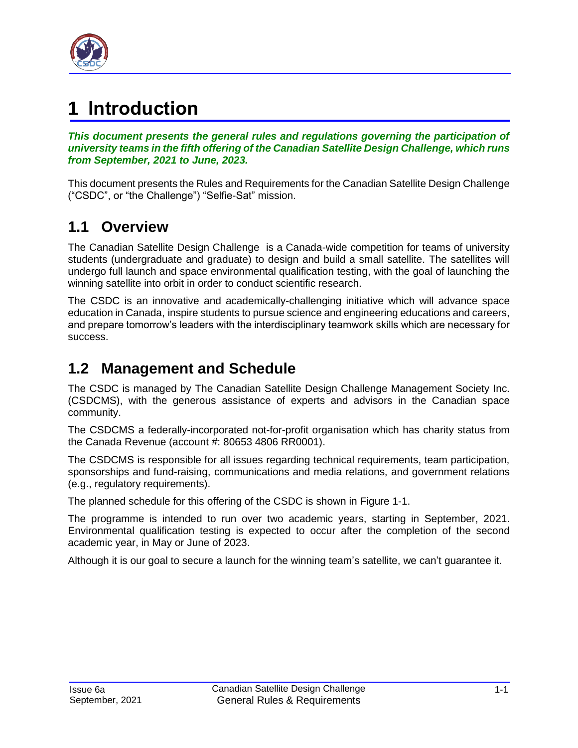# 1 Introduction

***This document presents the general rules and regulations governing the participation of university teams in the fifth offering of the Canadian Satellite Design Challenge, which runs from September, 2021 to June, 2023.***

This document presents the Rules and Requirements for the Canadian Satellite Design Challenge ("CSDC", or "the Challenge") "Selfie-Sat" mission.

## 1.1 Overview

The Canadian Satellite Design Challenge is a Canada-wide competition for teams of university students (undergraduate and graduate) to design and build a small satellite. The satellites will undergo full launch and space environmental qualification testing, with the goal of launching the winning satellite into orbit in order to conduct scientific research.

The CSDC is an innovative and academically-challenging initiative which will advance space education in Canada, inspire students to pursue science and engineering educations and careers, and prepare tomorrow's leaders with the interdisciplinary teamwork skills which are necessary for success.

## 1.2 Management and Schedule

The CSDC is managed by The Canadian Satellite Design Challenge Management Society Inc. (CSDCMS), with the generous assistance of experts and advisors in the Canadian space community.

The CSDCMS a federally-incorporated not-for-profit organisation which has charity status from the Canada Revenue (account #: 80653 4806 RR0001).

The CSDCMS is responsible for all issues regarding technical requirements, team participation, sponsorships and fund-raising, communications and media relations, and government relations (e.g., regulatory requirements).

The planned schedule for this offering of the CSDC is shown in Figure 1-1.

The programme is intended to run over two academic years, starting in September, 2021. Environmental qualification testing is expected to occur after the completion of the second academic year, in May or June of 2023.

Although it is our goal to secure a launch for the winning team's satellite, we can't guarantee it.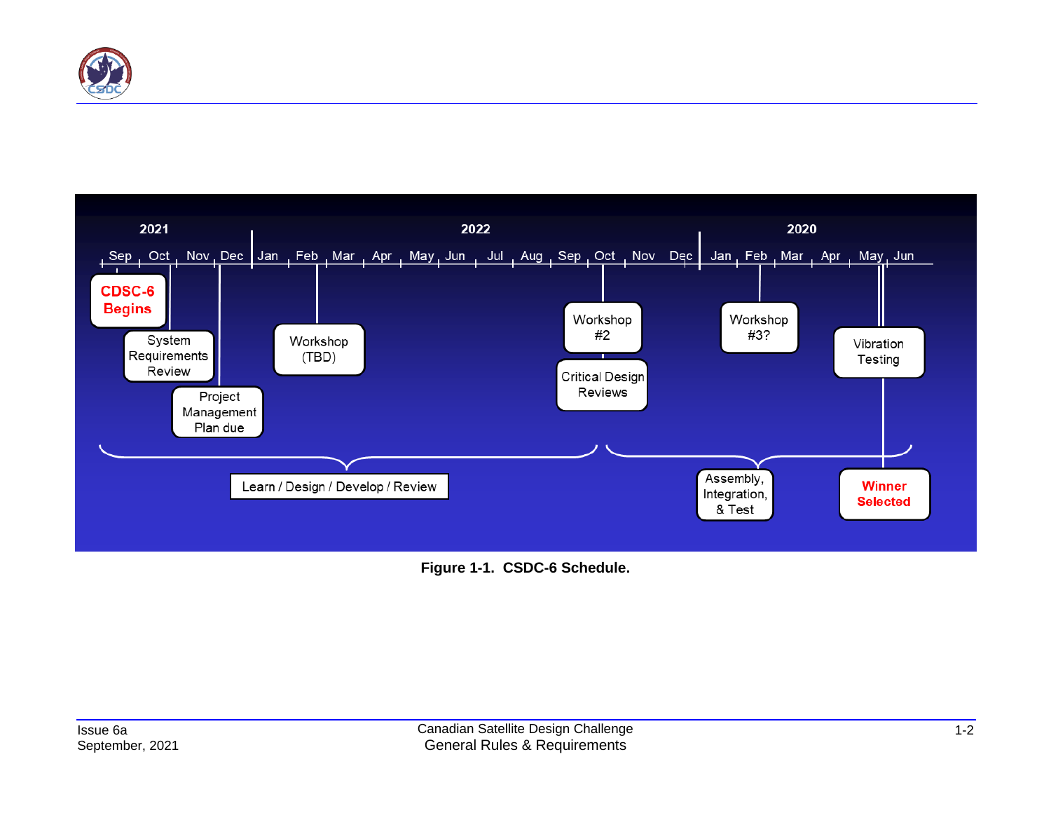| 2021 | | | | 2022 | | | | | | | | | | | | 2020 | | | | | |
|---|---|---|---|---|---|---|---|---|---|---|---|---|---|---|---|---|---|---|---|---|---|
| Sep | Oct | Nov | Dec | Jan | Feb | Mar | Apr | May | Jun | Jul | Aug | Sep | Oct | Nov | Dec | Jan | Feb | Mar | Apr | May | Jun |

- Sep: **CDSC-6 Begins**
- Oct: System Requirements Review
- Dec: Project Management Plan due
- Feb: Workshop (TBD)
- Oct: Workshop #2
- Oct: Critical Design Reviews
- Feb: Workshop #3?
- May: Vibration Testing
- Jun: **Winner Selected**

Learn / Design / Develop / Review (Sep 2021 – Oct 2022)

Assembly, Integration, & Test (Oct 2022 – Jun)

**Figure 1-1. CSDC-6 Schedule.**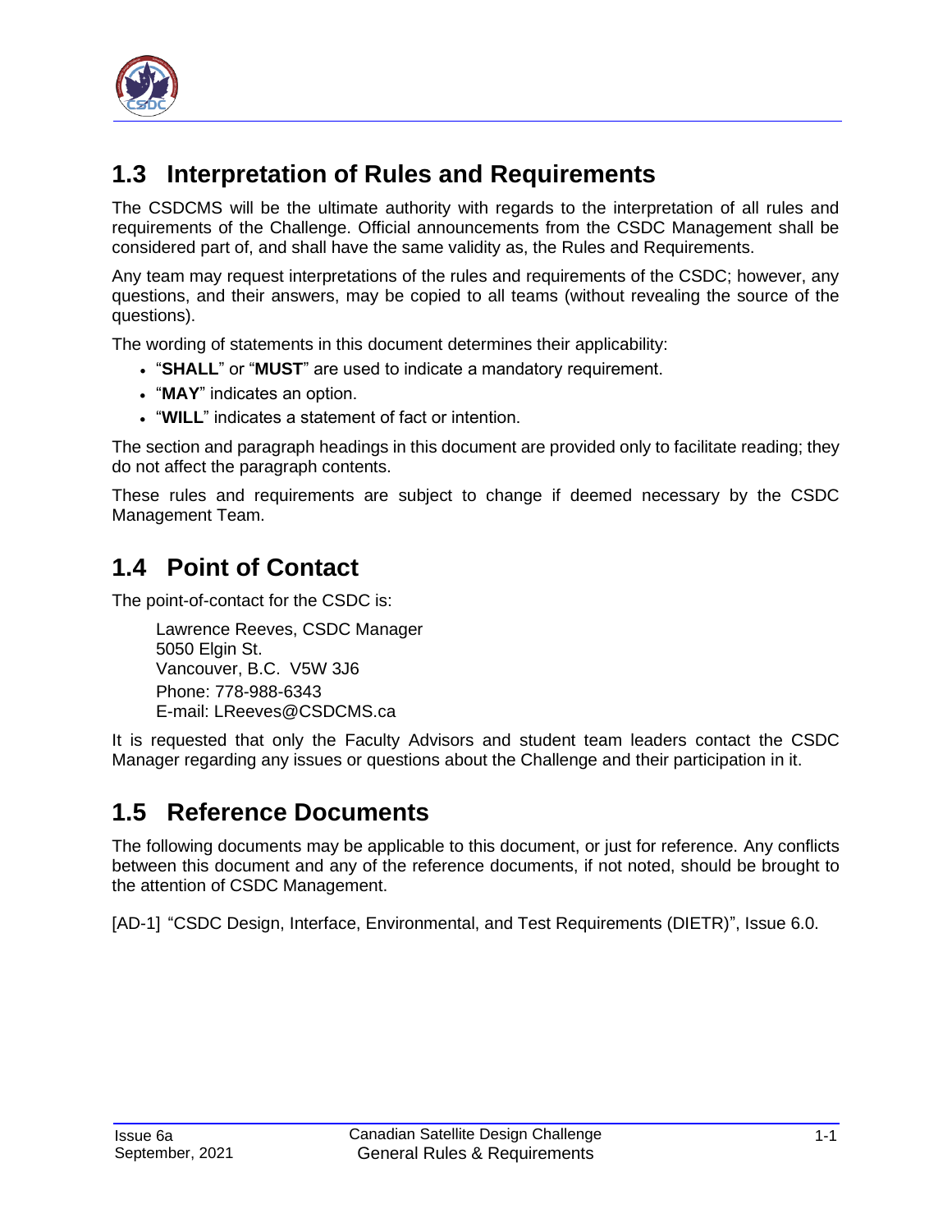## 1.3 Interpretation of Rules and Requirements

The CSDCMS will be the ultimate authority with regards to the interpretation of all rules and requirements of the Challenge. Official announcements from the CSDC Management shall be considered part of, and shall have the same validity as, the Rules and Requirements.

Any team may request interpretations of the rules and requirements of the CSDC; however, any questions, and their answers, may be copied to all teams (without revealing the source of the questions).

The wording of statements in this document determines their applicability:

- "**SHALL**" or "**MUST**" are used to indicate a mandatory requirement.
- "**MAY**" indicates an option.
- "**WILL**" indicates a statement of fact or intention.

The section and paragraph headings in this document are provided only to facilitate reading; they do not affect the paragraph contents.

These rules and requirements are subject to change if deemed necessary by the CSDC Management Team.

## 1.4 Point of Contact

The point-of-contact for the CSDC is:

> Lawrence Reeves, CSDC Manager
> 5050 Elgin St.
> Vancouver, B.C.  V5W 3J6
> Phone: 778-988-6343
> E-mail: LReeves@CSDCMS.ca

It is requested that only the Faculty Advisors and student team leaders contact the CSDC Manager regarding any issues or questions about the Challenge and their participation in it.

## 1.5 Reference Documents

The following documents may be applicable to this document, or just for reference. Any conflicts between this document and any of the reference documents, if not noted, should be brought to the attention of CSDC Management.

[AD-1] "CSDC Design, Interface, Environmental, and Test Requirements (DIETR)", Issue 6.0.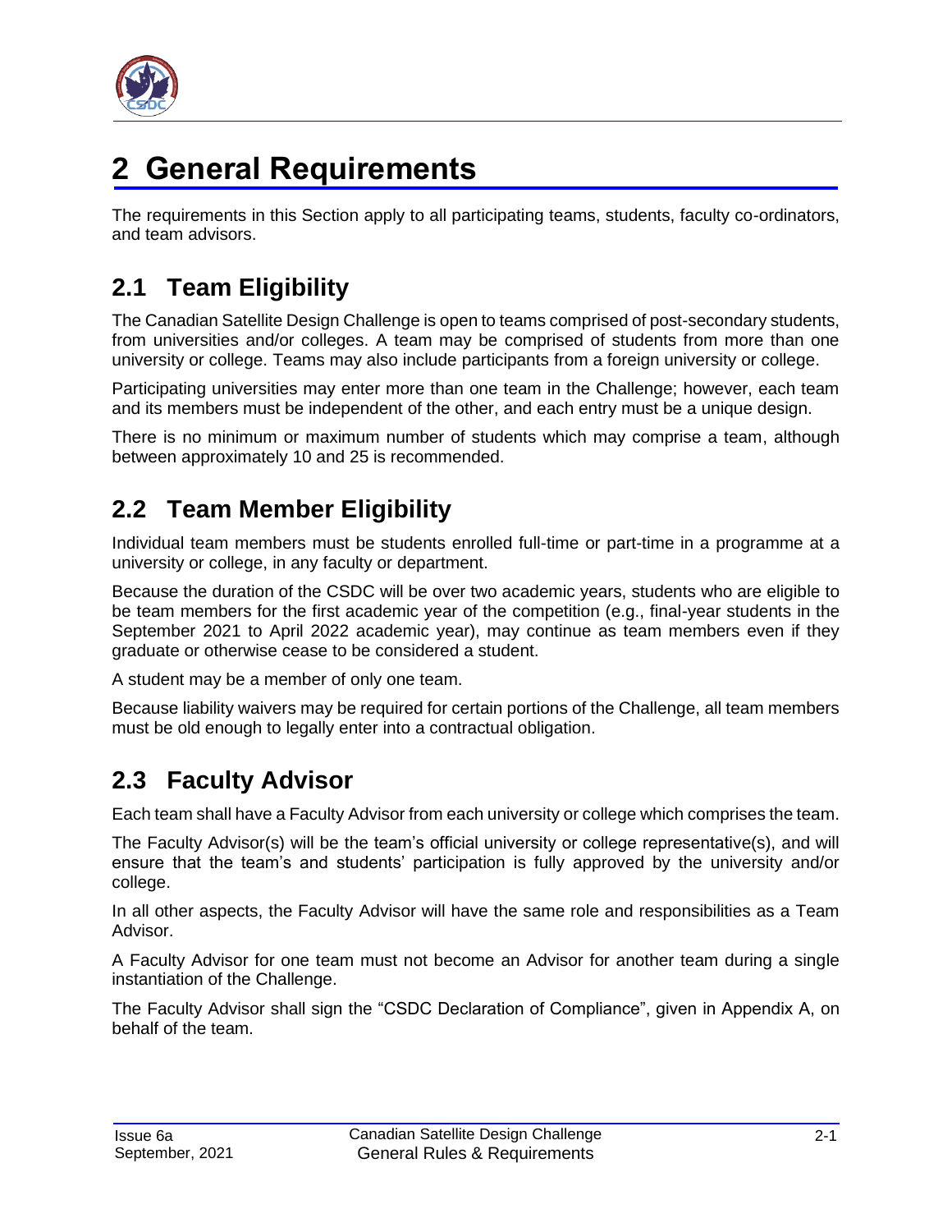# 2 General Requirements

The requirements in this Section apply to all participating teams, students, faculty co-ordinators, and team advisors.

## 2.1 Team Eligibility

The Canadian Satellite Design Challenge is open to teams comprised of post-secondary students, from universities and/or colleges. A team may be comprised of students from more than one university or college. Teams may also include participants from a foreign university or college.

Participating universities may enter more than one team in the Challenge; however, each team and its members must be independent of the other, and each entry must be a unique design.

There is no minimum or maximum number of students which may comprise a team, although between approximately 10 and 25 is recommended.

## 2.2 Team Member Eligibility

Individual team members must be students enrolled full-time or part-time in a programme at a university or college, in any faculty or department.

Because the duration of the CSDC will be over two academic years, students who are eligible to be team members for the first academic year of the competition (e.g., final-year students in the September 2021 to April 2022 academic year), may continue as team members even if they graduate or otherwise cease to be considered a student.

A student may be a member of only one team.

Because liability waivers may be required for certain portions of the Challenge, all team members must be old enough to legally enter into a contractual obligation.

## 2.3 Faculty Advisor

Each team shall have a Faculty Advisor from each university or college which comprises the team.

The Faculty Advisor(s) will be the team's official university or college representative(s), and will ensure that the team's and students' participation is fully approved by the university and/or college.

In all other aspects, the Faculty Advisor will have the same role and responsibilities as a Team Advisor.

A Faculty Advisor for one team must not become an Advisor for another team during a single instantiation of the Challenge.

The Faculty Advisor shall sign the "CSDC Declaration of Compliance", given in Appendix A, on behalf of the team.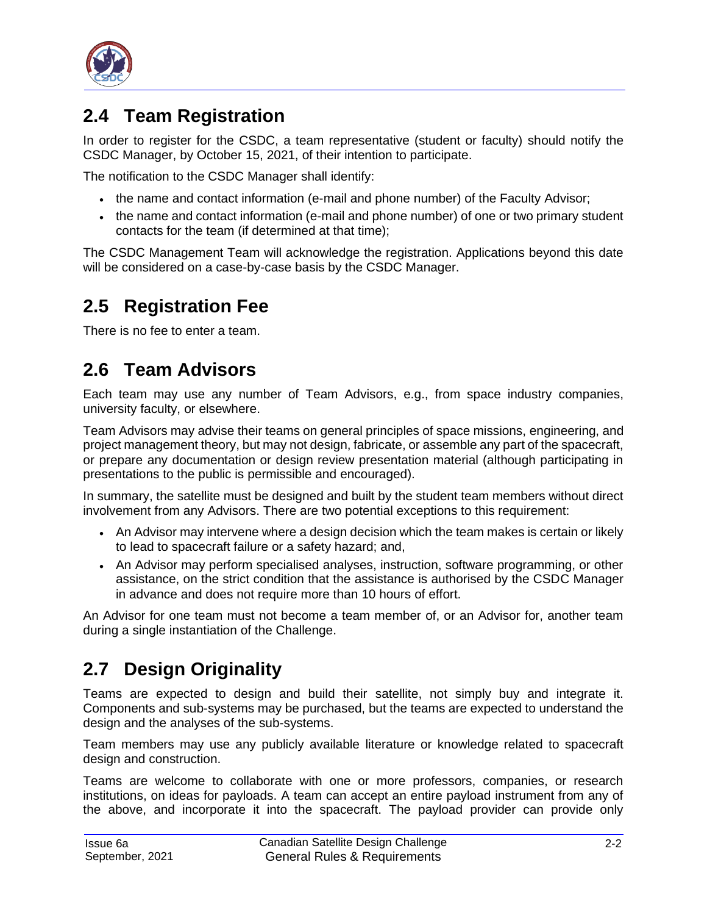## 2.4 Team Registration

In order to register for the CSDC, a team representative (student or faculty) should notify the CSDC Manager, by October 15, 2021, of their intention to participate.

The notification to the CSDC Manager shall identify:

- the name and contact information (e-mail and phone number) of the Faculty Advisor;
- the name and contact information (e-mail and phone number) of one or two primary student contacts for the team (if determined at that time);

The CSDC Management Team will acknowledge the registration. Applications beyond this date will be considered on a case-by-case basis by the CSDC Manager.

## 2.5 Registration Fee

There is no fee to enter a team.

## 2.6 Team Advisors

Each team may use any number of Team Advisors, e.g., from space industry companies, university faculty, or elsewhere.

Team Advisors may advise their teams on general principles of space missions, engineering, and project management theory, but may not design, fabricate, or assemble any part of the spacecraft, or prepare any documentation or design review presentation material (although participating in presentations to the public is permissible and encouraged).

In summary, the satellite must be designed and built by the student team members without direct involvement from any Advisors. There are two potential exceptions to this requirement:

- An Advisor may intervene where a design decision which the team makes is certain or likely to lead to spacecraft failure or a safety hazard; and,
- An Advisor may perform specialised analyses, instruction, software programming, or other assistance, on the strict condition that the assistance is authorised by the CSDC Manager in advance and does not require more than 10 hours of effort.

An Advisor for one team must not become a team member of, or an Advisor for, another team during a single instantiation of the Challenge.

## 2.7 Design Originality

Teams are expected to design and build their satellite, not simply buy and integrate it. Components and sub-systems may be purchased, but the teams are expected to understand the design and the analyses of the sub-systems.

Team members may use any publicly available literature or knowledge related to spacecraft design and construction.

Teams are welcome to collaborate with one or more professors, companies, or research institutions, on ideas for payloads. A team can accept an entire payload instrument from any of the above, and incorporate it into the spacecraft. The payload provider can provide only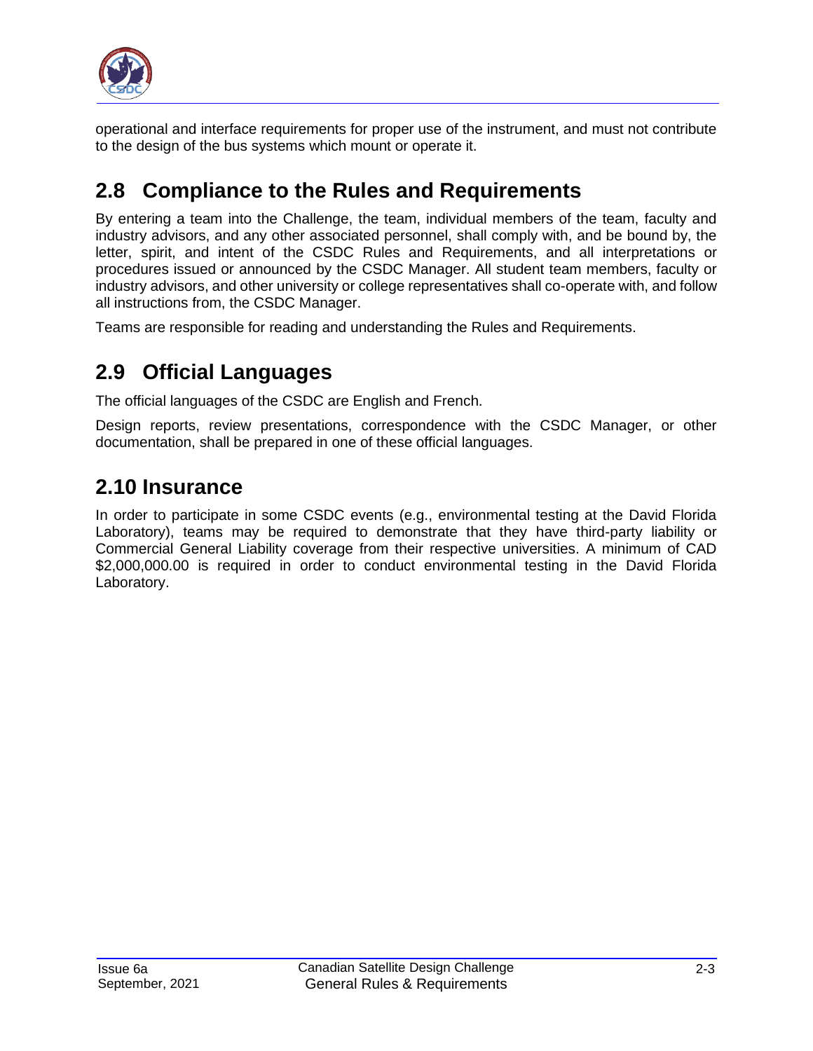operational and interface requirements for proper use of the instrument, and must not contribute to the design of the bus systems which mount or operate it.

## 2.8 Compliance to the Rules and Requirements

By entering a team into the Challenge, the team, individual members of the team, faculty and industry advisors, and any other associated personnel, shall comply with, and be bound by, the letter, spirit, and intent of the CSDC Rules and Requirements, and all interpretations or procedures issued or announced by the CSDC Manager. All student team members, faculty or industry advisors, and other university or college representatives shall co-operate with, and follow all instructions from, the CSDC Manager.

Teams are responsible for reading and understanding the Rules and Requirements.

## 2.9 Official Languages

The official languages of the CSDC are English and French.

Design reports, review presentations, correspondence with the CSDC Manager, or other documentation, shall be prepared in one of these official languages.

## 2.10 Insurance

In order to participate in some CSDC events (e.g., environmental testing at the David Florida Laboratory), teams may be required to demonstrate that they have third-party liability or Commercial General Liability coverage from their respective universities. A minimum of CAD $2,000,000.00 is required in order to conduct environmental testing in the David Florida Laboratory.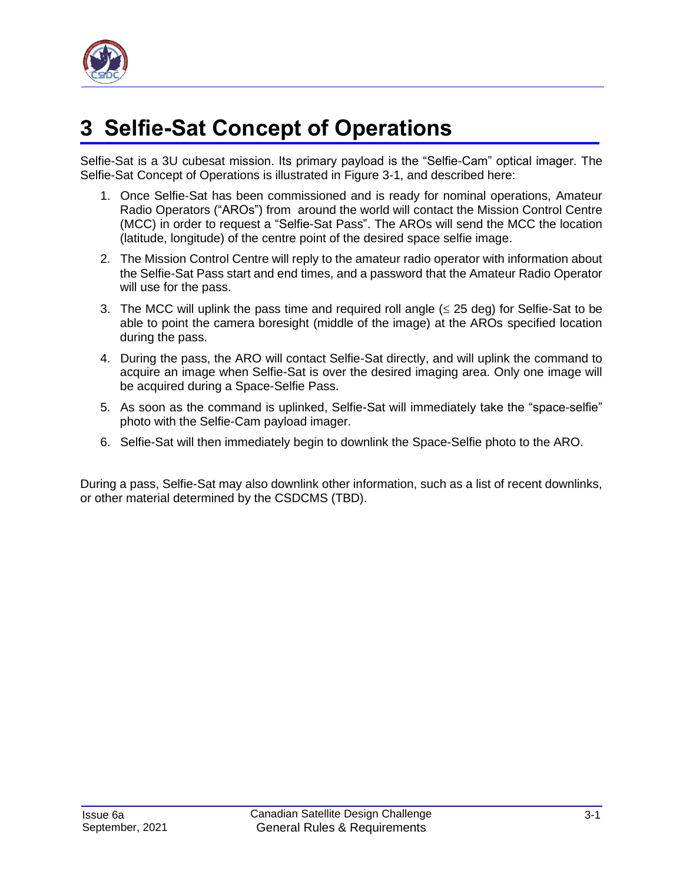# 3 Selfie-Sat Concept of Operations

Selfie-Sat is a 3U cubesat mission. Its primary payload is the “Selfie-Cam” optical imager. The Selfie-Sat Concept of Operations is illustrated in Figure 3-1, and described here:

1. Once Selfie-Sat has been commissioned and is ready for nominal operations, Amateur Radio Operators (“AROs”) from around the world will contact the Mission Control Centre (MCC) in order to request a “Selfie-Sat Pass”. The AROs will send the MCC the location (latitude, longitude) of the centre point of the desired space selfie image.
2. The Mission Control Centre will reply to the amateur radio operator with information about the Selfie-Sat Pass start and end times, and a password that the Amateur Radio Operator will use for the pass.
3. The MCC will uplink the pass time and required roll angle ($\leq$ 25 deg) for Selfie-Sat to be able to point the camera boresight (middle of the image) at the AROs specified location during the pass.
4. During the pass, the ARO will contact Selfie-Sat directly, and will uplink the command to acquire an image when Selfie-Sat is over the desired imaging area. Only one image will be acquired during a Space-Selfie Pass.
5. As soon as the command is uplinked, Selfie-Sat will immediately take the “space-selfie” photo with the Selfie-Cam payload imager.
6. Selfie-Sat will then immediately begin to downlink the Space-Selfie photo to the ARO.

During a pass, Selfie-Sat may also downlink other information, such as a list of recent downlinks, or other material determined by the CSDCMS (TBD).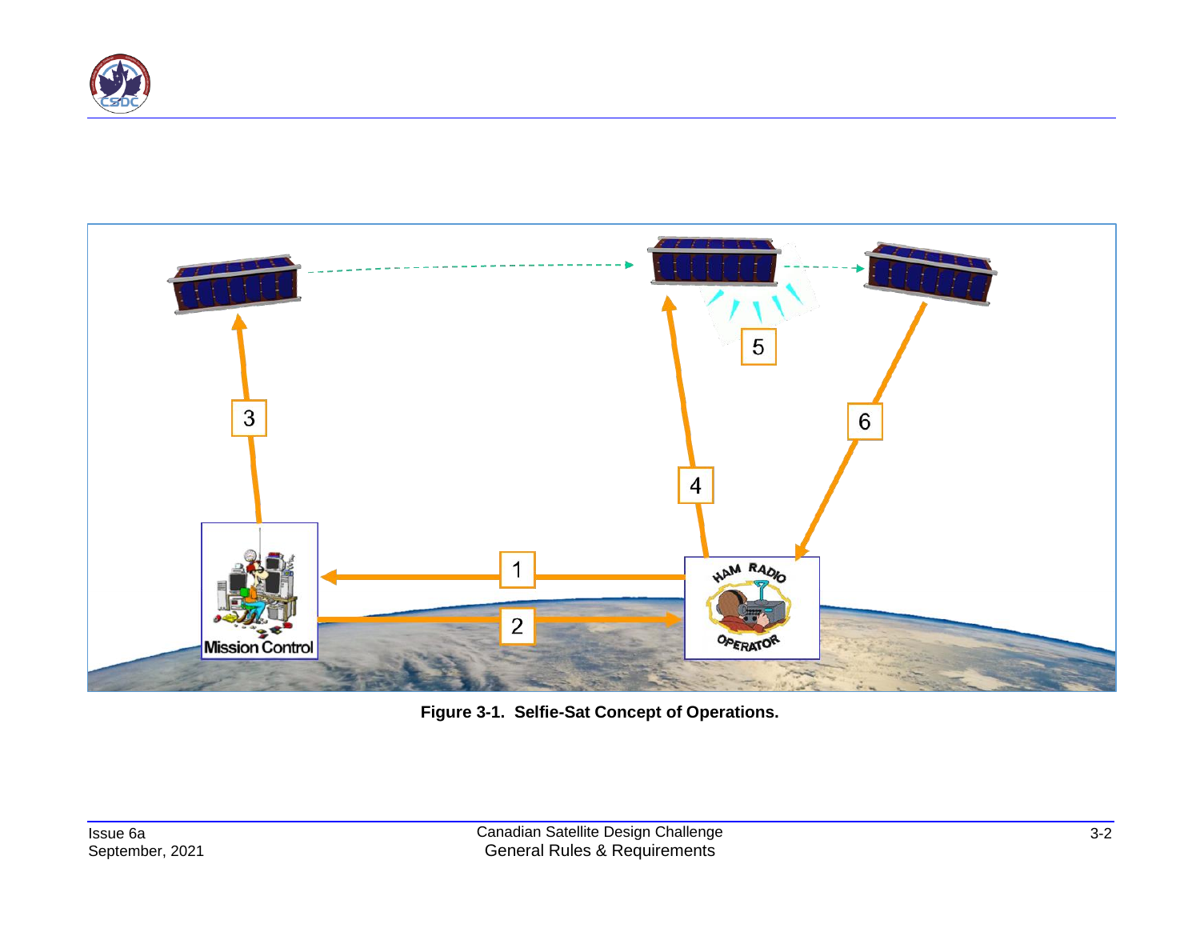Figure 3-1.  Selfie-Sat Concept of Operations.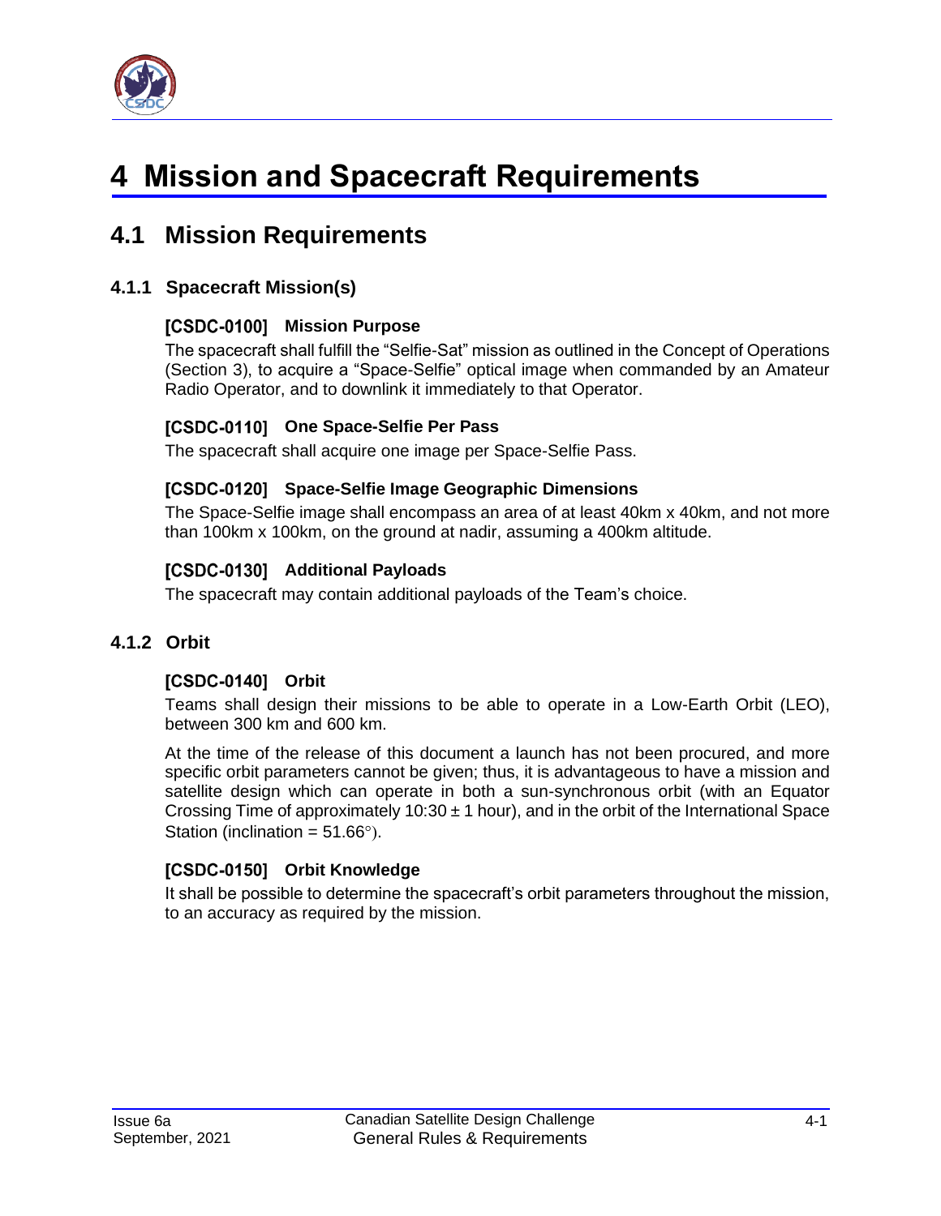# 4 Mission and Spacecraft Requirements

## 4.1 Mission Requirements

### 4.1.1 Spacecraft Mission(s)

#### [CSDC-0100] Mission Purpose

The spacecraft shall fulfill the "Selfie-Sat" mission as outlined in the Concept of Operations (Section 3), to acquire a "Space-Selfie" optical image when commanded by an Amateur Radio Operator, and to downlink it immediately to that Operator.

#### [CSDC-0110] One Space-Selfie Per Pass

The spacecraft shall acquire one image per Space-Selfie Pass.

#### [CSDC-0120] Space-Selfie Image Geographic Dimensions

The Space-Selfie image shall encompass an area of at least 40km x 40km, and not more than 100km x 100km, on the ground at nadir, assuming a 400km altitude.

#### [CSDC-0130] Additional Payloads

The spacecraft may contain additional payloads of the Team's choice.

### 4.1.2 Orbit

#### [CSDC-0140] Orbit

Teams shall design their missions to be able to operate in a Low-Earth Orbit (LEO), between 300 km and 600 km.

At the time of the release of this document a launch has not been procured, and more specific orbit parameters cannot be given; thus, it is advantageous to have a mission and satellite design which can operate in both a sun-synchronous orbit (with an Equator Crossing Time of approximately 10:30 ± 1 hour), and in the orbit of the International Space Station (inclination = 51.66°).

#### [CSDC-0150] Orbit Knowledge

It shall be possible to determine the spacecraft's orbit parameters throughout the mission, to an accuracy as required by the mission.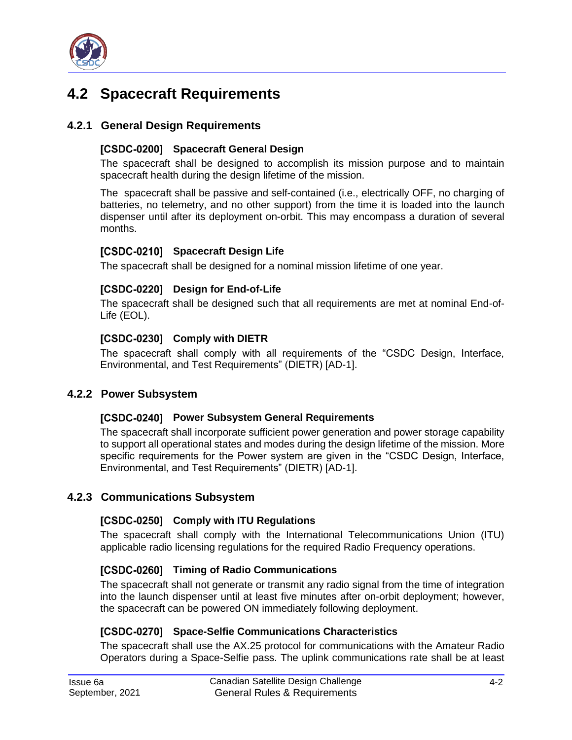## 4.2 Spacecraft Requirements

### 4.2.1 General Design Requirements

#### [CSDC-0200] Spacecraft General Design

The spacecraft shall be designed to accomplish its mission purpose and to maintain spacecraft health during the design lifetime of the mission.

The spacecraft shall be passive and self-contained (i.e., electrically OFF, no charging of batteries, no telemetry, and no other support) from the time it is loaded into the launch dispenser until after its deployment on-orbit. This may encompass a duration of several months.

#### [CSDC-0210] Spacecraft Design Life

The spacecraft shall be designed for a nominal mission lifetime of one year.

#### [CSDC-0220] Design for End-of-Life

The spacecraft shall be designed such that all requirements are met at nominal End-of-Life (EOL).

#### [CSDC-0230] Comply with DIETR

The spacecraft shall comply with all requirements of the “CSDC Design, Interface, Environmental, and Test Requirements” (DIETR) [AD-1].

### 4.2.2 Power Subsystem

#### [CSDC-0240] Power Subsystem General Requirements

The spacecraft shall incorporate sufficient power generation and power storage capability to support all operational states and modes during the design lifetime of the mission. More specific requirements for the Power system are given in the “CSDC Design, Interface, Environmental, and Test Requirements” (DIETR) [AD-1].

### 4.2.3 Communications Subsystem

#### [CSDC-0250] Comply with ITU Regulations

The spacecraft shall comply with the International Telecommunications Union (ITU) applicable radio licensing regulations for the required Radio Frequency operations.

#### [CSDC-0260] Timing of Radio Communications

The spacecraft shall not generate or transmit any radio signal from the time of integration into the launch dispenser until at least five minutes after on-orbit deployment; however, the spacecraft can be powered ON immediately following deployment.

#### [CSDC-0270] Space-Selfie Communications Characteristics

The spacecraft shall use the AX.25 protocol for communications with the Amateur Radio Operators during a Space-Selfie pass. The uplink communications rate shall be at least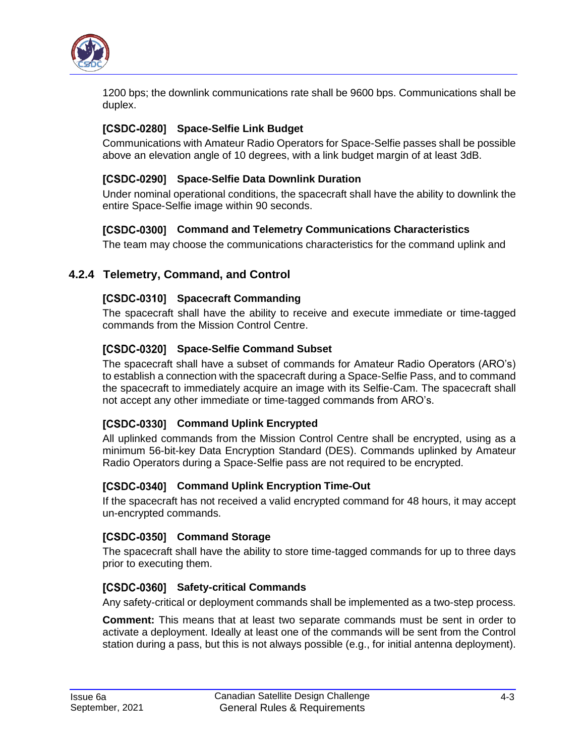1200 bps; the downlink communications rate shall be 9600 bps. Communications shall be duplex.

#### [CSDC-0280] Space-Selfie Link Budget

Communications with Amateur Radio Operators for Space-Selfie passes shall be possible above an elevation angle of 10 degrees, with a link budget margin of at least 3dB.

#### [CSDC-0290] Space-Selfie Data Downlink Duration

Under nominal operational conditions, the spacecraft shall have the ability to downlink the entire Space-Selfie image within 90 seconds.

#### [CSDC-0300] Command and Telemetry Communications Characteristics

The team may choose the communications characteristics for the command uplink and

### 4.2.4 Telemetry, Command, and Control

#### [CSDC-0310] Spacecraft Commanding

The spacecraft shall have the ability to receive and execute immediate or time-tagged commands from the Mission Control Centre.

#### [CSDC-0320] Space-Selfie Command Subset

The spacecraft shall have a subset of commands for Amateur Radio Operators (ARO's) to establish a connection with the spacecraft during a Space-Selfie Pass, and to command the spacecraft to immediately acquire an image with its Selfie-Cam. The spacecraft shall not accept any other immediate or time-tagged commands from ARO's.

#### [CSDC-0330] Command Uplink Encrypted

All uplinked commands from the Mission Control Centre shall be encrypted, using as a minimum 56-bit-key Data Encryption Standard (DES). Commands uplinked by Amateur Radio Operators during a Space-Selfie pass are not required to be encrypted.

#### [CSDC-0340] Command Uplink Encryption Time-Out

If the spacecraft has not received a valid encrypted command for 48 hours, it may accept un-encrypted commands.

#### [CSDC-0350] Command Storage

The spacecraft shall have the ability to store time-tagged commands for up to three days prior to executing them.

#### [CSDC-0360] Safety-critical Commands

Any safety-critical or deployment commands shall be implemented as a two-step process.

**Comment:** This means that at least two separate commands must be sent in order to activate a deployment. Ideally at least one of the commands will be sent from the Control station during a pass, but this is not always possible (e.g., for initial antenna deployment).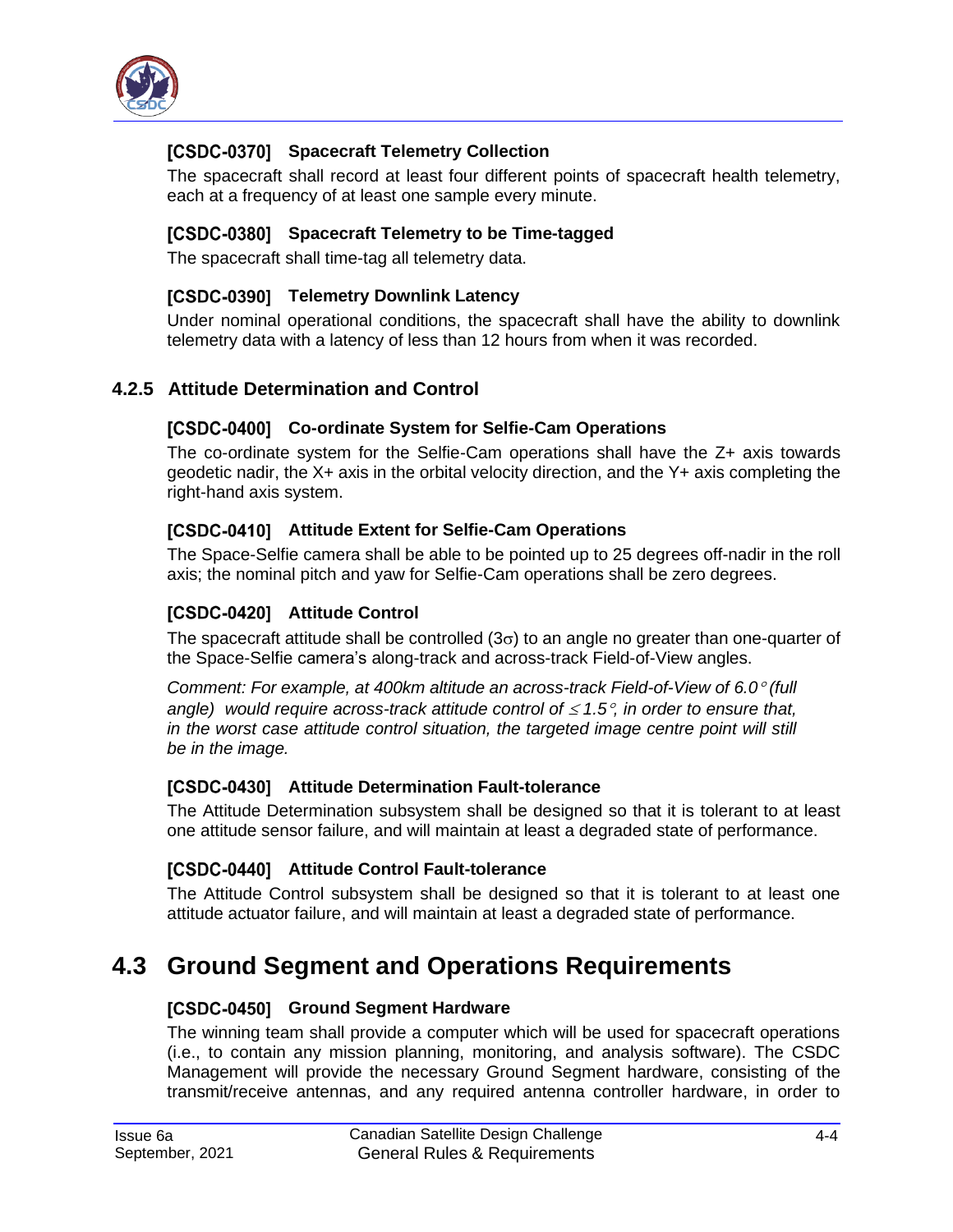### [CSDC-0370] Spacecraft Telemetry Collection

The spacecraft shall record at least four different points of spacecraft health telemetry, each at a frequency of at least one sample every minute.

### [CSDC-0380] Spacecraft Telemetry to be Time-tagged

The spacecraft shall time-tag all telemetry data.

### [CSDC-0390] Telemetry Downlink Latency

Under nominal operational conditions, the spacecraft shall have the ability to downlink telemetry data with a latency of less than 12 hours from when it was recorded.

## 4.2.5 Attitude Determination and Control

### [CSDC-0400] Co-ordinate System for Selfie-Cam Operations

The co-ordinate system for the Selfie-Cam operations shall have the Z+ axis towards geodetic nadir, the X+ axis in the orbital velocity direction, and the Y+ axis completing the right-hand axis system.

### [CSDC-0410] Attitude Extent for Selfie-Cam Operations

The Space-Selfie camera shall be able to be pointed up to 25 degrees off-nadir in the roll axis; the nominal pitch and yaw for Selfie-Cam operations shall be zero degrees.

### [CSDC-0420] Attitude Control

The spacecraft attitude shall be controlled ($3\sigma$) to an angle no greater than one-quarter of the Space-Selfie camera's along-track and across-track Field-of-View angles.

*Comment: For example, at 400km altitude an across-track Field-of-View of 6.0° (full angle) would require across-track attitude control of $\leq 1.5°$, in order to ensure that, in the worst case attitude control situation, the targeted image centre point will still be in the image.*

### [CSDC-0430] Attitude Determination Fault-tolerance

The Attitude Determination subsystem shall be designed so that it is tolerant to at least one attitude sensor failure, and will maintain at least a degraded state of performance.

### [CSDC-0440] Attitude Control Fault-tolerance

The Attitude Control subsystem shall be designed so that it is tolerant to at least one attitude actuator failure, and will maintain at least a degraded state of performance.

# 4.3 Ground Segment and Operations Requirements

### [CSDC-0450] Ground Segment Hardware

The winning team shall provide a computer which will be used for spacecraft operations (i.e., to contain any mission planning, monitoring, and analysis software). The CSDC Management will provide the necessary Ground Segment hardware, consisting of the transmit/receive antennas, and any required antenna controller hardware, in order to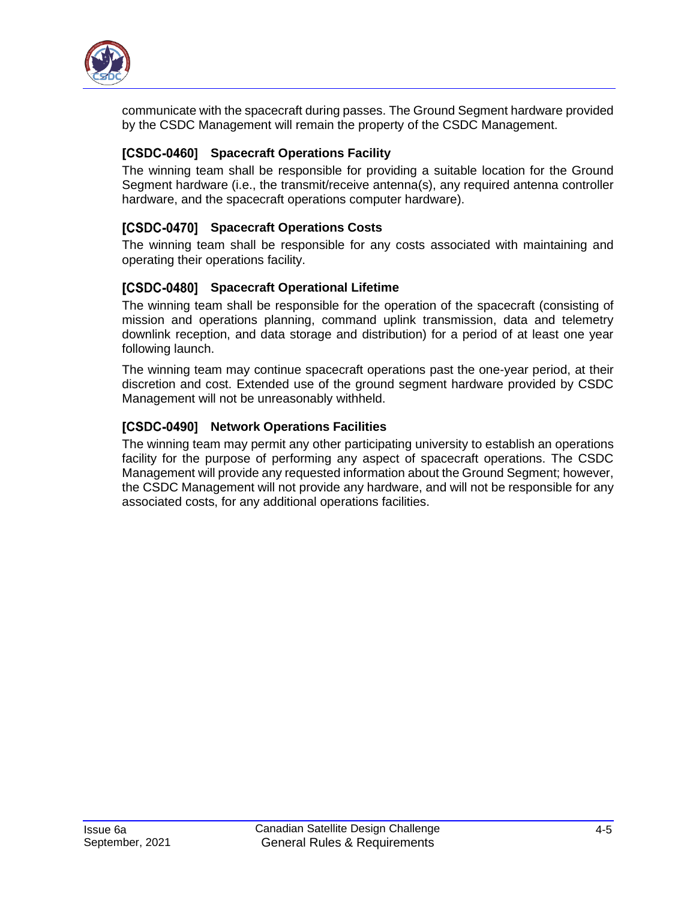communicate with the spacecraft during passes. The Ground Segment hardware provided by the CSDC Management will remain the property of the CSDC Management.

### [CSDC-0460] Spacecraft Operations Facility

The winning team shall be responsible for providing a suitable location for the Ground Segment hardware (i.e., the transmit/receive antenna(s), any required antenna controller hardware, and the spacecraft operations computer hardware).

### [CSDC-0470] Spacecraft Operations Costs

The winning team shall be responsible for any costs associated with maintaining and operating their operations facility.

### [CSDC-0480] Spacecraft Operational Lifetime

The winning team shall be responsible for the operation of the spacecraft (consisting of mission and operations planning, command uplink transmission, data and telemetry downlink reception, and data storage and distribution) for a period of at least one year following launch.

The winning team may continue spacecraft operations past the one-year period, at their discretion and cost. Extended use of the ground segment hardware provided by CSDC Management will not be unreasonably withheld.

### [CSDC-0490] Network Operations Facilities

The winning team may permit any other participating university to establish an operations facility for the purpose of performing any aspect of spacecraft operations. The CSDC Management will provide any requested information about the Ground Segment; however, the CSDC Management will not provide any hardware, and will not be responsible for any associated costs, for any additional operations facilities.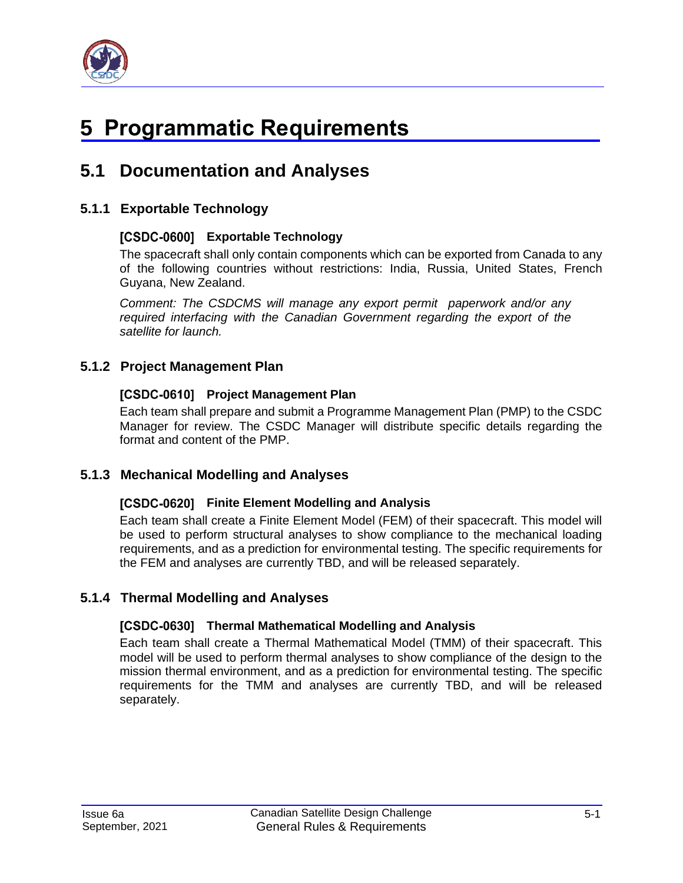# 5 Programmatic Requirements

## 5.1 Documentation and Analyses

### 5.1.1 Exportable Technology

#### [CSDC-0600] Exportable Technology

The spacecraft shall only contain components which can be exported from Canada to any of the following countries without restrictions: India, Russia, United States, French Guyana, New Zealand.

*Comment: The CSDCMS will manage any export permit paperwork and/or any required interfacing with the Canadian Government regarding the export of the satellite for launch.*

### 5.1.2 Project Management Plan

#### [CSDC-0610] Project Management Plan

Each team shall prepare and submit a Programme Management Plan (PMP) to the CSDC Manager for review. The CSDC Manager will distribute specific details regarding the format and content of the PMP.

### 5.1.3 Mechanical Modelling and Analyses

#### [CSDC-0620] Finite Element Modelling and Analysis

Each team shall create a Finite Element Model (FEM) of their spacecraft. This model will be used to perform structural analyses to show compliance to the mechanical loading requirements, and as a prediction for environmental testing. The specific requirements for the FEM and analyses are currently TBD, and will be released separately.

### 5.1.4 Thermal Modelling and Analyses

#### [CSDC-0630] Thermal Mathematical Modelling and Analysis

Each team shall create a Thermal Mathematical Model (TMM) of their spacecraft. This model will be used to perform thermal analyses to show compliance of the design to the mission thermal environment, and as a prediction for environmental testing. The specific requirements for the TMM and analyses are currently TBD, and will be released separately.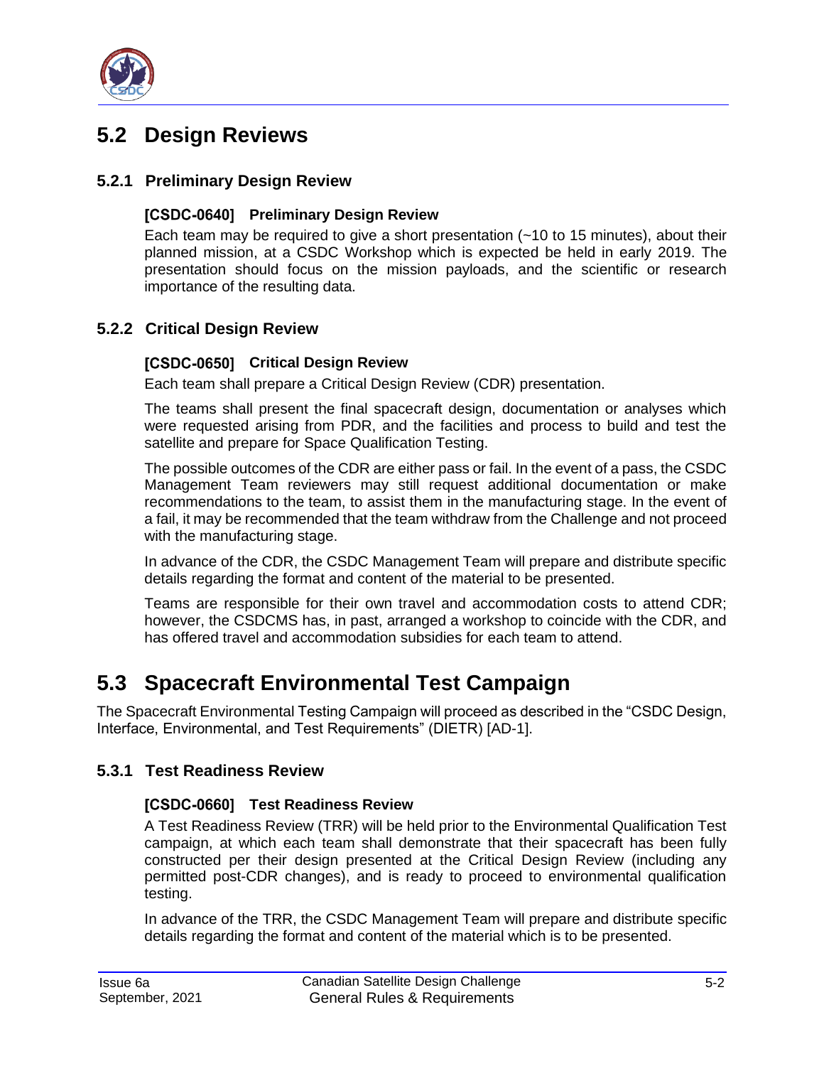## 5.2 Design Reviews

### 5.2.1 Preliminary Design Review

#### [CSDC-0640] Preliminary Design Review

Each team may be required to give a short presentation (~10 to 15 minutes), about their planned mission, at a CSDC Workshop which is expected be held in early 2019. The presentation should focus on the mission payloads, and the scientific or research importance of the resulting data.

### 5.2.2 Critical Design Review

#### [CSDC-0650] Critical Design Review

Each team shall prepare a Critical Design Review (CDR) presentation.

The teams shall present the final spacecraft design, documentation or analyses which were requested arising from PDR, and the facilities and process to build and test the satellite and prepare for Space Qualification Testing.

The possible outcomes of the CDR are either pass or fail. In the event of a pass, the CSDC Management Team reviewers may still request additional documentation or make recommendations to the team, to assist them in the manufacturing stage. In the event of a fail, it may be recommended that the team withdraw from the Challenge and not proceed with the manufacturing stage.

In advance of the CDR, the CSDC Management Team will prepare and distribute specific details regarding the format and content of the material to be presented.

Teams are responsible for their own travel and accommodation costs to attend CDR; however, the CSDCMS has, in past, arranged a workshop to coincide with the CDR, and has offered travel and accommodation subsidies for each team to attend.

## 5.3 Spacecraft Environmental Test Campaign

The Spacecraft Environmental Testing Campaign will proceed as described in the "CSDC Design, Interface, Environmental, and Test Requirements" (DIETR) [AD-1].

### 5.3.1 Test Readiness Review

#### [CSDC-0660] Test Readiness Review

A Test Readiness Review (TRR) will be held prior to the Environmental Qualification Test campaign, at which each team shall demonstrate that their spacecraft has been fully constructed per their design presented at the Critical Design Review (including any permitted post-CDR changes), and is ready to proceed to environmental qualification testing.

In advance of the TRR, the CSDC Management Team will prepare and distribute specific details regarding the format and content of the material which is to be presented.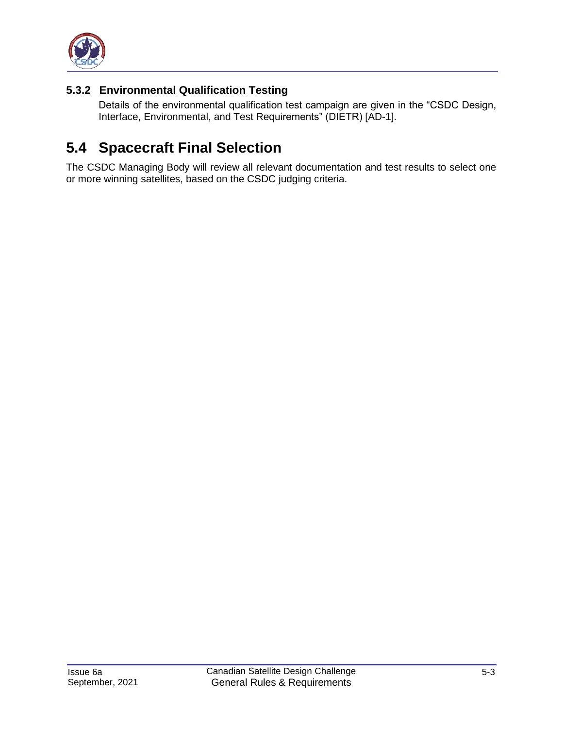### 5.3.2 Environmental Qualification Testing

Details of the environmental qualification test campaign are given in the “CSDC Design, Interface, Environmental, and Test Requirements” (DIETR) [AD-1].

## 5.4 Spacecraft Final Selection

The CSDC Managing Body will review all relevant documentation and test results to select one or more winning satellites, based on the CSDC judging criteria.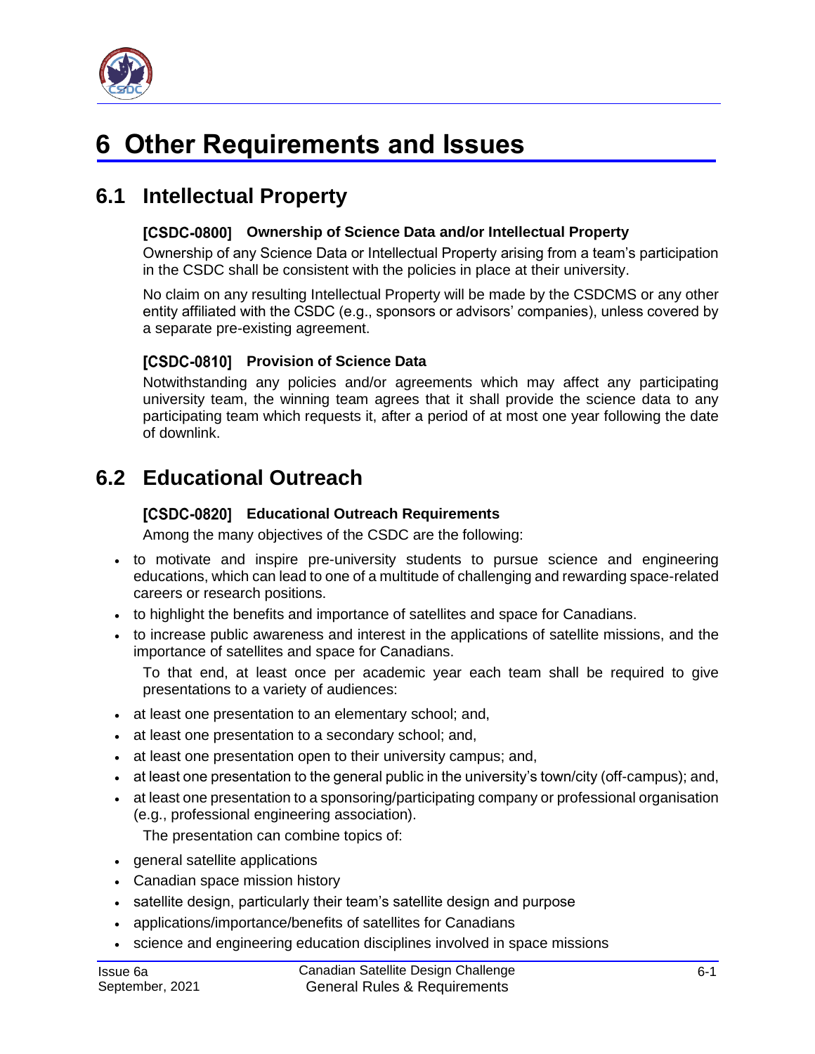# 6 Other Requirements and Issues

## 6.1 Intellectual Property

**[CSDC-0800] Ownership of Science Data and/or Intellectual Property**

Ownership of any Science Data or Intellectual Property arising from a team's participation in the CSDC shall be consistent with the policies in place at their university.

No claim on any resulting Intellectual Property will be made by the CSDCMS or any other entity affiliated with the CSDC (e.g., sponsors or advisors' companies), unless covered by a separate pre-existing agreement.

**[CSDC-0810] Provision of Science Data**

Notwithstanding any policies and/or agreements which may affect any participating university team, the winning team agrees that it shall provide the science data to any participating team which requests it, after a period of at most one year following the date of downlink.

## 6.2 Educational Outreach

**[CSDC-0820] Educational Outreach Requirements**

Among the many objectives of the CSDC are the following:

- to motivate and inspire pre-university students to pursue science and engineering educations, which can lead to one of a multitude of challenging and rewarding space-related careers or research positions.
- to highlight the benefits and importance of satellites and space for Canadians.
- to increase public awareness and interest in the applications of satellite missions, and the importance of satellites and space for Canadians.

To that end, at least once per academic year each team shall be required to give presentations to a variety of audiences:

- at least one presentation to an elementary school; and,
- at least one presentation to a secondary school; and,
- at least one presentation open to their university campus; and,
- at least one presentation to the general public in the university's town/city (off-campus); and,
- at least one presentation to a sponsoring/participating company or professional organisation (e.g., professional engineering association).

The presentation can combine topics of:

- general satellite applications
- Canadian space mission history
- satellite design, particularly their team's satellite design and purpose
- applications/importance/benefits of satellites for Canadians
- science and engineering education disciplines involved in space missions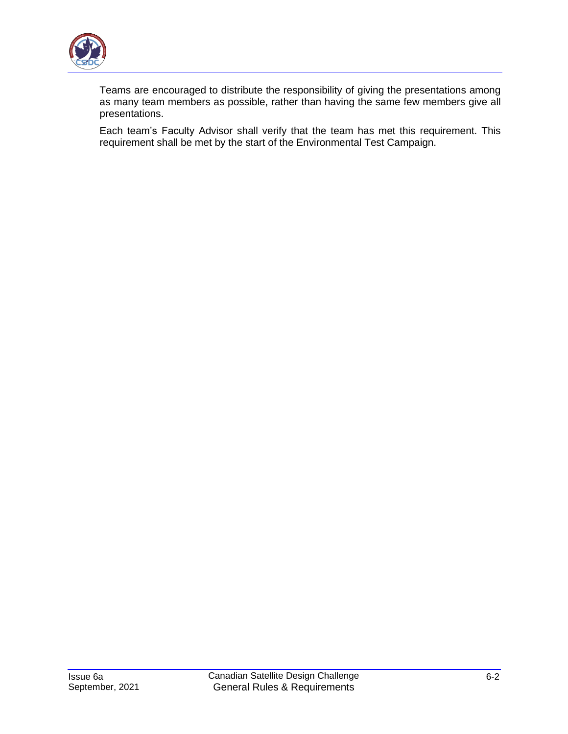Teams are encouraged to distribute the responsibility of giving the presentations among as many team members as possible, rather than having the same few members give all presentations.

Each team's Faculty Advisor shall verify that the team has met this requirement. This requirement shall be met by the start of the Environmental Test Campaign.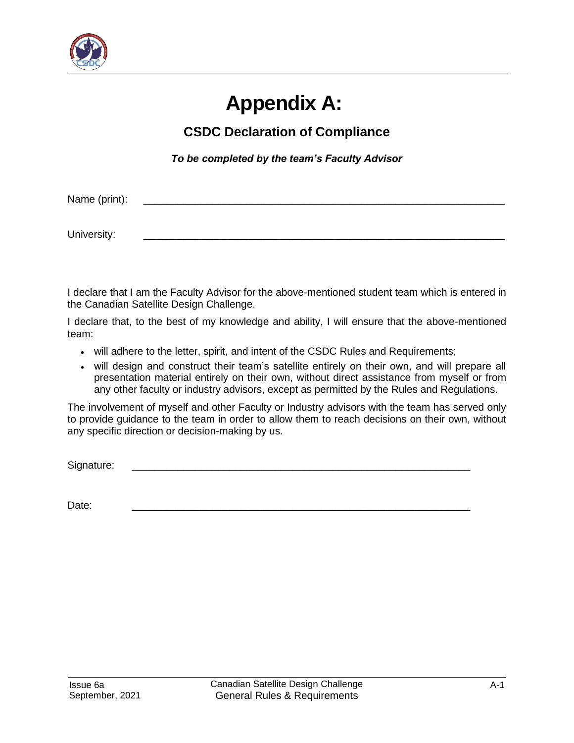# Appendix A:

## CSDC Declaration of Compliance

***To be completed by the team's Faculty Advisor***

Name (print): \_\_\_\_\_\_\_\_\_\_\_\_\_\_\_\_\_\_\_\_\_\_\_\_\_\_\_\_\_\_\_\_\_\_\_\_\_\_\_\_\_\_\_\_\_\_\_\_\_\_\_\_\_\_\_\_\_\_\_\_

University: \_\_\_\_\_\_\_\_\_\_\_\_\_\_\_\_\_\_\_\_\_\_\_\_\_\_\_\_\_\_\_\_\_\_\_\_\_\_\_\_\_\_\_\_\_\_\_\_\_\_\_\_\_\_\_\_\_\_\_\_

I declare that I am the Faculty Advisor for the above-mentioned student team which is entered in the Canadian Satellite Design Challenge.

I declare that, to the best of my knowledge and ability, I will ensure that the above-mentioned team:

- will adhere to the letter, spirit, and intent of the CSDC Rules and Requirements;
- will design and construct their team's satellite entirely on their own, and will prepare all presentation material entirely on their own, without direct assistance from myself or from any other faculty or industry advisors, except as permitted by the Rules and Regulations.

The involvement of myself and other Faculty or Industry advisors with the team has served only to provide guidance to the team in order to allow them to reach decisions on their own, without any specific direction or decision-making by us.

Signature: \_\_\_\_\_\_\_\_\_\_\_\_\_\_\_\_\_\_\_\_\_\_\_\_\_\_\_\_\_\_\_\_\_\_\_\_\_\_\_\_\_\_\_\_\_\_\_\_\_\_\_\_\_\_\_\_\_\_

Date: \_\_\_\_\_\_\_\_\_\_\_\_\_\_\_\_\_\_\_\_\_\_\_\_\_\_\_\_\_\_\_\_\_\_\_\_\_\_\_\_\_\_\_\_\_\_\_\_\_\_\_\_\_\_\_\_\_\_